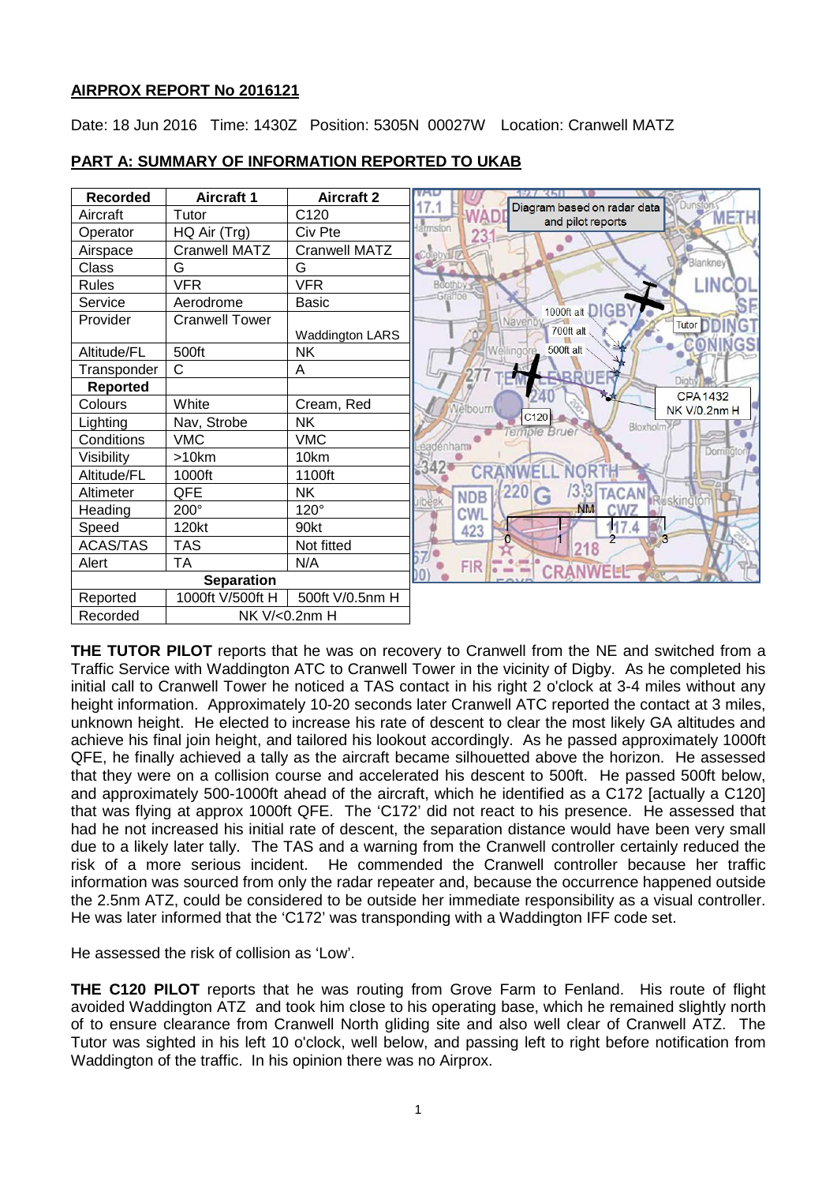**AIRPROX REPORT No 2016121**

Date: 18 Jun 2016 Time: 1430Z Position: 5305N 00027W Location: Cranwell MATZ

## PART A: SUMMARY OF INFORMATION REPORTED TO UKAB

| Recorded | Aircraft 1 | Aircraft 2 |
|---|---|---|
| Aircraft | Tutor | C120 |
| Operator | HQ Air (Trg) | Civ Pte |
| Airspace | Cranwell MATZ | Cranwell MATZ |
| Class | G | G |
| Rules | VFR | VFR |
| Service | Aerodrome | Basic |
| Provider | Cranwell Tower | Waddington LARS |
| Altitude/FL | 500ft | NK |
| Transponder | C | A |
| **Reported** | | |
| Colours | White | Cream, Red |
| Lighting | Nav, Strobe | NK |
| Conditions | VMC | VMC |
| Visibility | >10km | 10km |
| Altitude/FL | 1000ft | 1100ft |
| Altimeter | QFE | NK |
| Heading | 200° | 120° |
| Speed | 120kt | 90kt |
| ACAS/TAS | TAS | Not fitted |
| Alert | TA | N/A |
| **Separation** | | |
| Reported | 1000ft V/500ft H | 500ft V/0.5nm H |
| Recorded | NK V/<0.2nm H | |

Diagram based on radar data and pilot reports

**THE TUTOR PILOT** reports that he was on recovery to Cranwell from the NE and switched from a Traffic Service with Waddington ATC to Cranwell Tower in the vicinity of Digby. As he completed his initial call to Cranwell Tower he noticed a TAS contact in his right 2 o'clock at 3-4 miles without any height information. Approximately 10-20 seconds later Cranwell ATC reported the contact at 3 miles, unknown height. He elected to increase his rate of descent to clear the most likely GA altitudes and achieve his final join height, and tailored his lookout accordingly. As he passed approximately 1000ft QFE, he finally achieved a tally as the aircraft became silhouetted above the horizon. He assessed that they were on a collision course and accelerated his descent to 500ft. He passed 500ft below, and approximately 500-1000ft ahead of the aircraft, which he identified as a C172 [actually a C120] that was flying at approx 1000ft QFE. The 'C172' did not react to his presence. He assessed that had he not increased his initial rate of descent, the separation distance would have been very small due to a likely later tally. The TAS and a warning from the Cranwell controller certainly reduced the risk of a more serious incident. He commended the Cranwell controller because her traffic information was sourced from only the radar repeater and, because the occurrence happened outside the 2.5nm ATZ, could be considered to be outside her immediate responsibility as a visual controller. He was later informed that the 'C172' was transponding with a Waddington IFF code set.

He assessed the risk of collision as 'Low'.

**THE C120 PILOT** reports that he was routing from Grove Farm to Fenland. His route of flight avoided Waddington ATZ and took him close to his operating base, which he remained slightly north of to ensure clearance from Cranwell North gliding site and also well clear of Cranwell ATZ. The Tutor was sighted in his left 10 o'clock, well below, and passing left to right before notification from Waddington of the traffic. In his opinion there was no Airprox.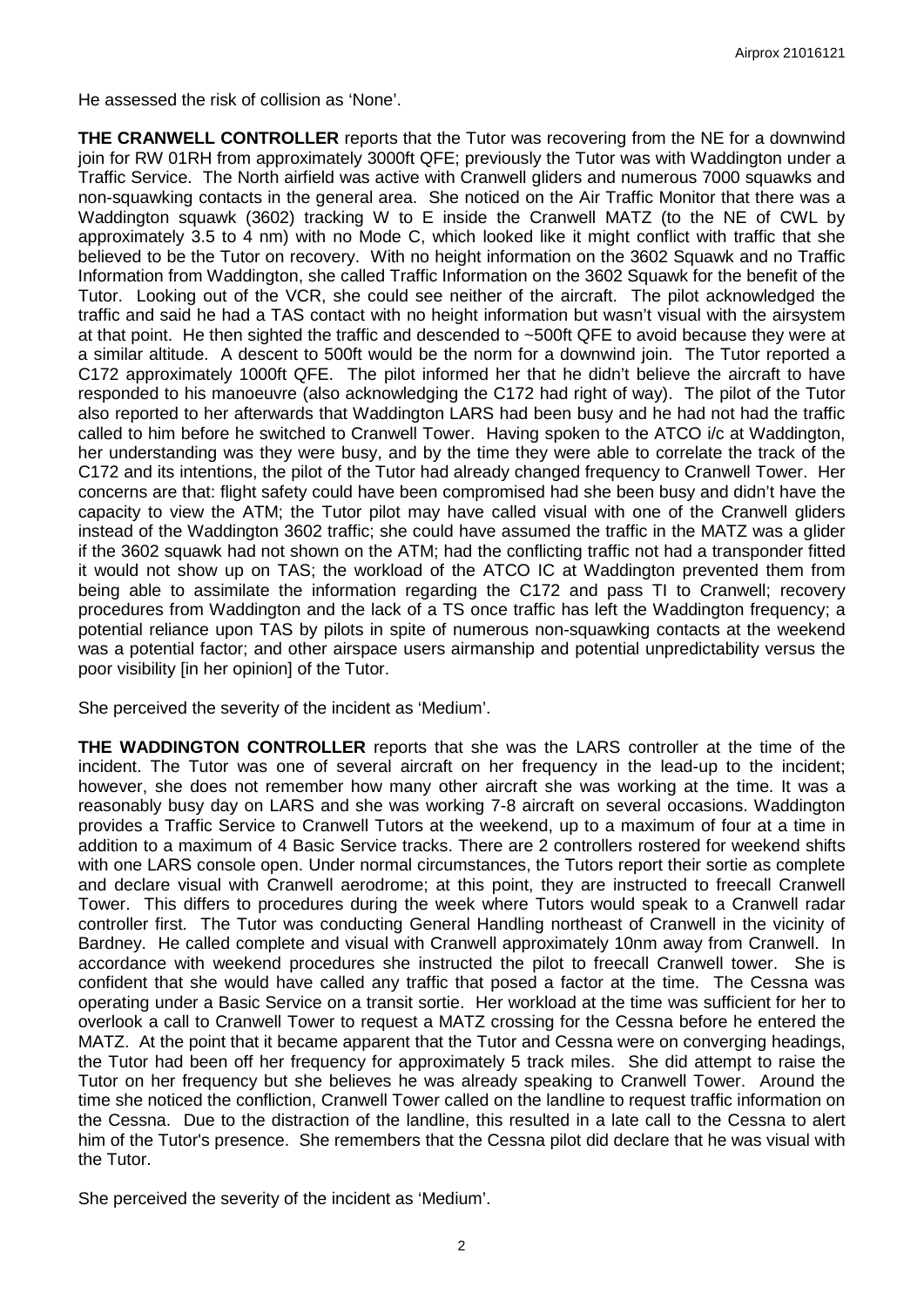He assessed the risk of collision as 'None'.

**THE CRANWELL CONTROLLER** reports that the Tutor was recovering from the NE for a downwind join for RW 01RH from approximately 3000ft QFE; previously the Tutor was with Waddington under a Traffic Service. The North airfield was active with Cranwell gliders and numerous 7000 squawks and non-squawking contacts in the general area. She noticed on the Air Traffic Monitor that there was a Waddington squawk (3602) tracking W to E inside the Cranwell MATZ (to the NE of CWL by approximately 3.5 to 4 nm) with no Mode C, which looked like it might conflict with traffic that she believed to be the Tutor on recovery. With no height information on the 3602 Squawk and no Traffic Information from Waddington, she called Traffic Information on the 3602 Squawk for the benefit of the Tutor. Looking out of the VCR, she could see neither of the aircraft. The pilot acknowledged the traffic and said he had a TAS contact with no height information but wasn't visual with the airsystem at that point. He then sighted the traffic and descended to ~500ft QFE to avoid because they were at a similar altitude. A descent to 500ft would be the norm for a downwind join. The Tutor reported a C172 approximately 1000ft QFE. The pilot informed her that he didn't believe the aircraft to have responded to his manoeuvre (also acknowledging the C172 had right of way). The pilot of the Tutor also reported to her afterwards that Waddington LARS had been busy and he had not had the traffic called to him before he switched to Cranwell Tower. Having spoken to the ATCO i/c at Waddington, her understanding was they were busy, and by the time they were able to correlate the track of the C172 and its intentions, the pilot of the Tutor had already changed frequency to Cranwell Tower. Her concerns are that: flight safety could have been compromised had she been busy and didn't have the capacity to view the ATM; the Tutor pilot may have called visual with one of the Cranwell gliders instead of the Waddington 3602 traffic; she could have assumed the traffic in the MATZ was a glider if the 3602 squawk had not shown on the ATM; had the conflicting traffic not had a transponder fitted it would not show up on TAS; the workload of the ATCO IC at Waddington prevented them from being able to assimilate the information regarding the C172 and pass TI to Cranwell; recovery procedures from Waddington and the lack of a TS once traffic has left the Waddington frequency; a potential reliance upon TAS by pilots in spite of numerous non-squawking contacts at the weekend was a potential factor; and other airspace users airmanship and potential unpredictability versus the poor visibility [in her opinion] of the Tutor.

She perceived the severity of the incident as 'Medium'.

**THE WADDINGTON CONTROLLER** reports that she was the LARS controller at the time of the incident. The Tutor was one of several aircraft on her frequency in the lead-up to the incident; however, she does not remember how many other aircraft she was working at the time. It was a reasonably busy day on LARS and she was working 7-8 aircraft on several occasions. Waddington provides a Traffic Service to Cranwell Tutors at the weekend, up to a maximum of four at a time in addition to a maximum of 4 Basic Service tracks. There are 2 controllers rostered for weekend shifts with one LARS console open. Under normal circumstances, the Tutors report their sortie as complete and declare visual with Cranwell aerodrome; at this point, they are instructed to freecall Cranwell Tower. This differs to procedures during the week where Tutors would speak to a Cranwell radar controller first. The Tutor was conducting General Handling northeast of Cranwell in the vicinity of Bardney. He called complete and visual with Cranwell approximately 10nm away from Cranwell. In accordance with weekend procedures she instructed the pilot to freecall Cranwell tower. She is confident that she would have called any traffic that posed a factor at the time. The Cessna was operating under a Basic Service on a transit sortie. Her workload at the time was sufficient for her to overlook a call to Cranwell Tower to request a MATZ crossing for the Cessna before he entered the MATZ. At the point that it became apparent that the Tutor and Cessna were on converging headings, the Tutor had been off her frequency for approximately 5 track miles. She did attempt to raise the Tutor on her frequency but she believes he was already speaking to Cranwell Tower. Around the time she noticed the confliction, Cranwell Tower called on the landline to request traffic information on the Cessna. Due to the distraction of the landline, this resulted in a late call to the Cessna to alert him of the Tutor's presence. She remembers that the Cessna pilot did declare that he was visual with the Tutor.

She perceived the severity of the incident as 'Medium'.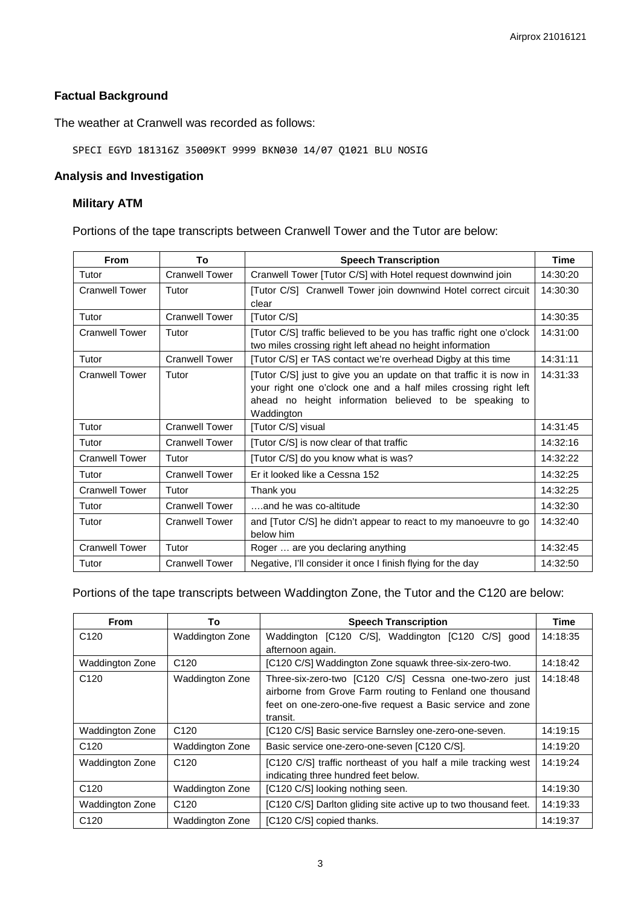## Factual Background

The weather at Cranwell was recorded as follows:

```
SPECI EGYD 181316Z 35009KT 9999 BKN030 14/07 Q1021 BLU NOSIG
```

## Analysis and Investigation

### Military ATM

Portions of the tape transcripts between Cranwell Tower and the Tutor are below:

| From | To | Speech Transcription | Time |
|---|---|---|---|
| Tutor | Cranwell Tower | Cranwell Tower [Tutor C/S] with Hotel request downwind join | 14:30:20 |
| Cranwell Tower | Tutor | [Tutor C/S] Cranwell Tower join downwind Hotel correct circuit clear | 14:30:30 |
| Tutor | Cranwell Tower | [Tutor C/S] | 14:30:35 |
| Cranwell Tower | Tutor | [Tutor C/S] traffic believed to be you has traffic right one o'clock two miles crossing right left ahead no height information | 14:31:00 |
| Tutor | Cranwell Tower | [Tutor C/S] er TAS contact we're overhead Digby at this time | 14:31:11 |
| Cranwell Tower | Tutor | [Tutor C/S] just to give you an update on that traffic it is now in your right one o'clock one and a half miles crossing right left ahead no height information believed to be speaking to Waddington | 14:31:33 |
| Tutor | Cranwell Tower | [Tutor C/S] visual | 14:31:45 |
| Tutor | Cranwell Tower | [Tutor C/S] is now clear of that traffic | 14:32:16 |
| Cranwell Tower | Tutor | [Tutor C/S] do you know what is was? | 14:32:22 |
| Tutor | Cranwell Tower | Er it looked like a Cessna 152 | 14:32:25 |
| Cranwell Tower | Tutor | Thank you | 14:32:25 |
| Tutor | Cranwell Tower | ….and he was co-altitude | 14:32:30 |
| Tutor | Cranwell Tower | and [Tutor C/S] he didn't appear to react to my manoeuvre to go below him | 14:32:40 |
| Cranwell Tower | Tutor | Roger … are you declaring anything | 14:32:45 |
| Tutor | Cranwell Tower | Negative, I'll consider it once I finish flying for the day | 14:32:50 |

Portions of the tape transcripts between Waddington Zone, the Tutor and the C120 are below:

| From | To | Speech Transcription | Time |
|---|---|---|---|
| C120 | Waddington Zone | Waddington [C120 C/S], Waddington [C120 C/S] good afternoon again. | 14:18:35 |
| Waddington Zone | C120 | [C120 C/S] Waddington Zone squawk three-six-zero-two. | 14:18:42 |
| C120 | Waddington Zone | Three-six-zero-two [C120 C/S] Cessna one-two-zero just airborne from Grove Farm routing to Fenland one thousand feet on one-zero-one-five request a Basic service and zone transit. | 14:18:48 |
| Waddington Zone | C120 | [C120 C/S] Basic service Barnsley one-zero-one-seven. | 14:19:15 |
| C120 | Waddington Zone | Basic service one-zero-one-seven [C120 C/S]. | 14:19:20 |
| Waddington Zone | C120 | [C120 C/S] traffic northeast of you half a mile tracking west indicating three hundred feet below. | 14:19:24 |
| C120 | Waddington Zone | [C120 C/S] looking nothing seen. | 14:19:30 |
| Waddington Zone | C120 | [C120 C/S] Darlton gliding site active up to two thousand feet. | 14:19:33 |
| C120 | Waddington Zone | [C120 C/S] copied thanks. | 14:19:37 |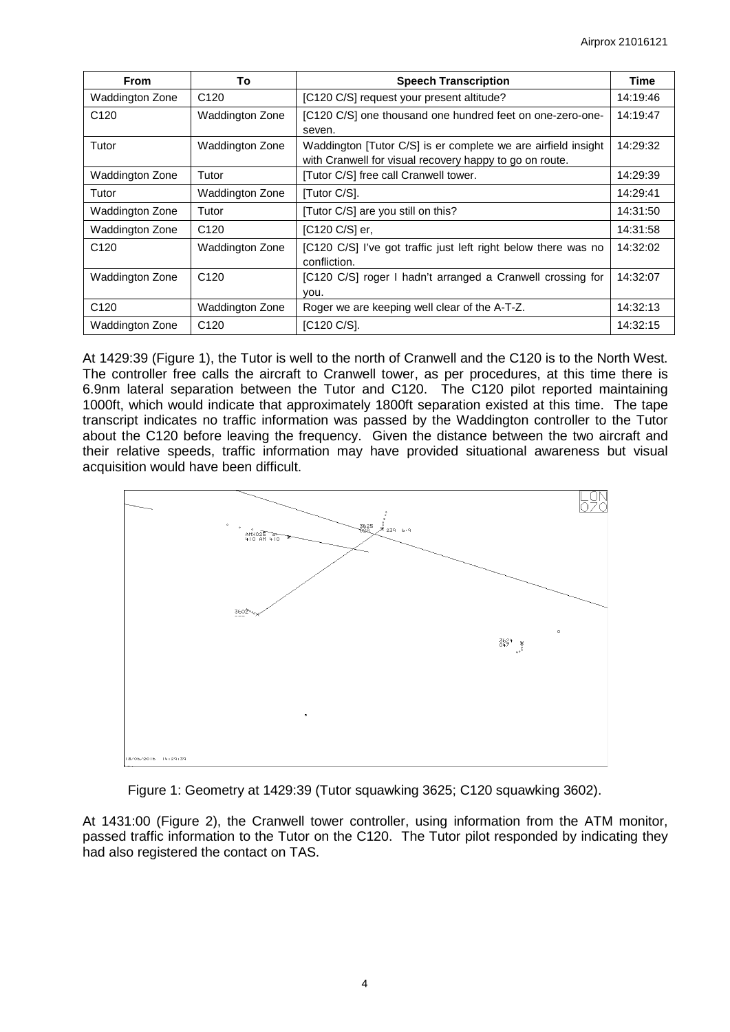| From | To | Speech Transcription | Time |
|---|---|---|---|
| Waddington Zone | C120 | [C120 C/S] request your present altitude? | 14:19:46 |
| C120 | Waddington Zone | [C120 C/S] one thousand one hundred feet on one-zero-one-seven. | 14:19:47 |
| Tutor | Waddington Zone | Waddington [Tutor C/S] is er complete we are airfield insight with Cranwell for visual recovery happy to go on route. | 14:29:32 |
| Waddington Zone | Tutor | [Tutor C/S] free call Cranwell tower. | 14:29:39 |
| Tutor | Waddington Zone | [Tutor C/S]. | 14:29:41 |
| Waddington Zone | Tutor | [Tutor C/S] are you still on this? | 14:31:50 |
| Waddington Zone | C120 | [C120 C/S] er, | 14:31:58 |
| C120 | Waddington Zone | [C120 C/S] I've got traffic just left right below there was no confliction. | 14:32:02 |
| Waddington Zone | C120 | [C120 C/S] roger I hadn't arranged a Cranwell crossing for you. | 14:32:07 |
| C120 | Waddington Zone | Roger we are keeping well clear of the A-T-Z. | 14:32:13 |
| Waddington Zone | C120 | [C120 C/S]. | 14:32:15 |

At 1429:39 (Figure 1), the Tutor is well to the north of Cranwell and the C120 is to the North West. The controller free calls the aircraft to Cranwell tower, as per procedures, at this time there is 6.9nm lateral separation between the Tutor and C120. The C120 pilot reported maintaining 1000ft, which would indicate that approximately 1800ft separation existed at this time. The tape transcript indicates no traffic information was passed by the Waddington controller to the Tutor about the C120 before leaving the frequency. Given the distance between the two aircraft and their relative speeds, traffic information may have provided situational awareness but visual acquisition would have been difficult.

Figure 1: Geometry at 1429:39 (Tutor squawking 3625; C120 squawking 3602).

At 1431:00 (Figure 2), the Cranwell tower controller, using information from the ATM monitor, passed traffic information to the Tutor on the C120. The Tutor pilot responded by indicating they had also registered the contact on TAS.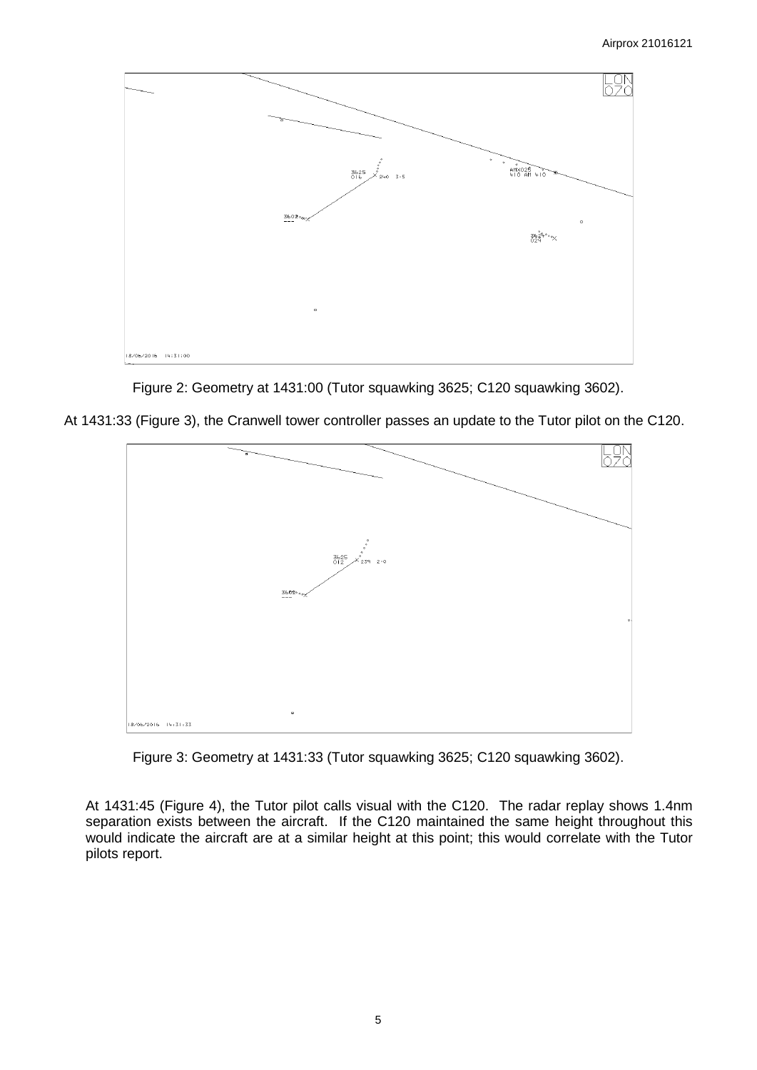Figure 2: Geometry at 1431:00 (Tutor squawking 3625; C120 squawking 3602).

At 1431:33 (Figure 3), the Cranwell tower controller passes an update to the Tutor pilot on the C120.

Figure 3: Geometry at 1431:33 (Tutor squawking 3625; C120 squawking 3602).

At 1431:45 (Figure 4), the Tutor pilot calls visual with the C120. The radar replay shows 1.4nm separation exists between the aircraft. If the C120 maintained the same height throughout this would indicate the aircraft are at a similar height at this point; this would correlate with the Tutor pilots report.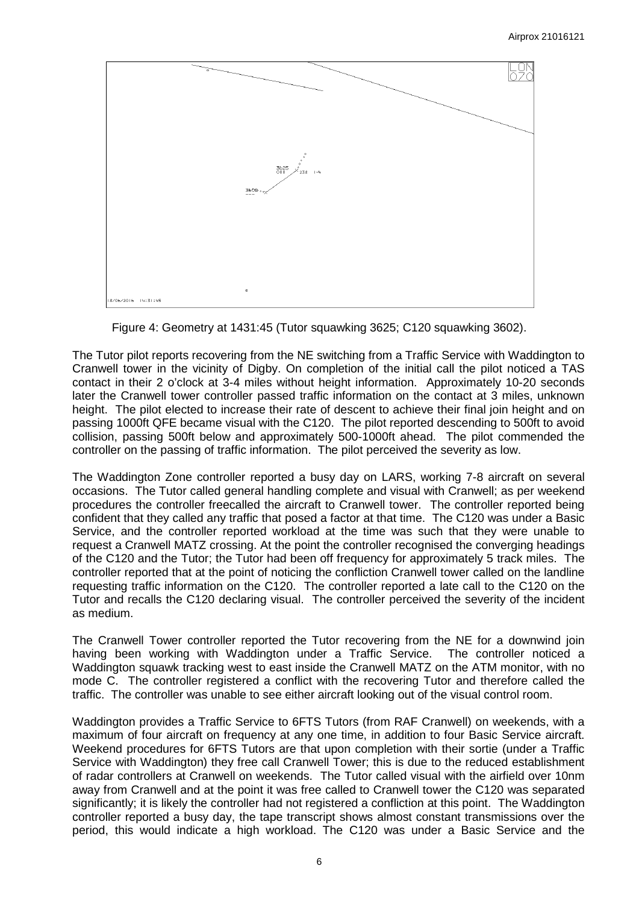Figure 4: Geometry at 1431:45 (Tutor squawking 3625; C120 squawking 3602).

The Tutor pilot reports recovering from the NE switching from a Traffic Service with Waddington to Cranwell tower in the vicinity of Digby. On completion of the initial call the pilot noticed a TAS contact in their 2 o'clock at 3-4 miles without height information. Approximately 10-20 seconds later the Cranwell tower controller passed traffic information on the contact at 3 miles, unknown height. The pilot elected to increase their rate of descent to achieve their final join height and on passing 1000ft QFE became visual with the C120. The pilot reported descending to 500ft to avoid collision, passing 500ft below and approximately 500-1000ft ahead. The pilot commended the controller on the passing of traffic information. The pilot perceived the severity as low.

The Waddington Zone controller reported a busy day on LARS, working 7-8 aircraft on several occasions. The Tutor called general handling complete and visual with Cranwell; as per weekend procedures the controller freecalled the aircraft to Cranwell tower. The controller reported being confident that they called any traffic that posed a factor at that time. The C120 was under a Basic Service, and the controller reported workload at the time was such that they were unable to request a Cranwell MATZ crossing. At the point the controller recognised the converging headings of the C120 and the Tutor; the Tutor had been off frequency for approximately 5 track miles. The controller reported that at the point of noticing the confliction Cranwell tower called on the landline requesting traffic information on the C120. The controller reported a late call to the C120 on the Tutor and recalls the C120 declaring visual. The controller perceived the severity of the incident as medium.

The Cranwell Tower controller reported the Tutor recovering from the NE for a downwind join having been working with Waddington under a Traffic Service. The controller noticed a Waddington squawk tracking west to east inside the Cranwell MATZ on the ATM monitor, with no mode C. The controller registered a conflict with the recovering Tutor and therefore called the traffic. The controller was unable to see either aircraft looking out of the visual control room.

Waddington provides a Traffic Service to 6FTS Tutors (from RAF Cranwell) on weekends, with a maximum of four aircraft on frequency at any one time, in addition to four Basic Service aircraft. Weekend procedures for 6FTS Tutors are that upon completion with their sortie (under a Traffic Service with Waddington) they free call Cranwell Tower; this is due to the reduced establishment of radar controllers at Cranwell on weekends. The Tutor called visual with the airfield over 10nm away from Cranwell and at the point it was free called to Cranwell tower the C120 was separated significantly; it is likely the controller had not registered a confliction at this point. The Waddington controller reported a busy day, the tape transcript shows almost constant transmissions over the period, this would indicate a high workload. The C120 was under a Basic Service and the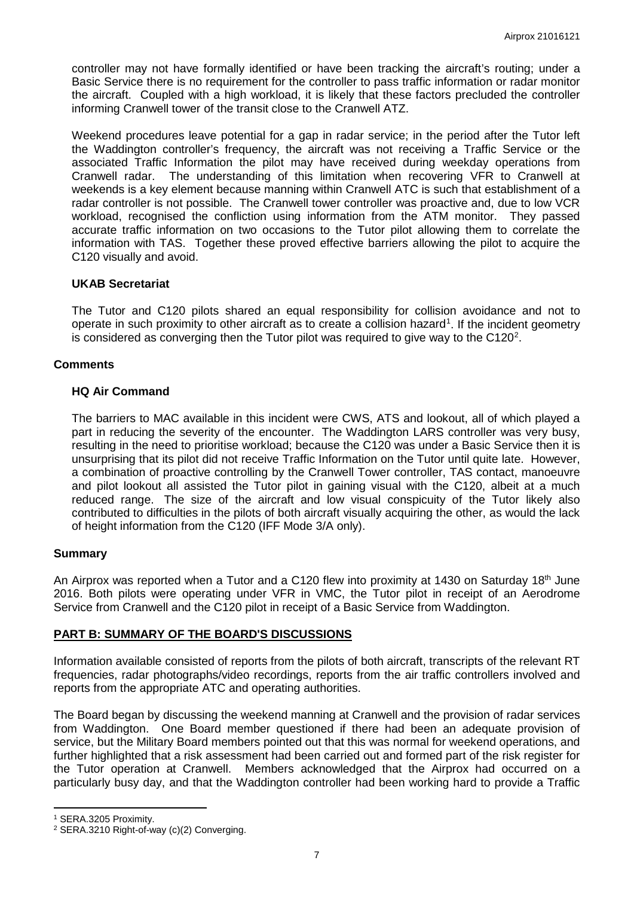controller may not have formally identified or have been tracking the aircraft's routing; under a Basic Service there is no requirement for the controller to pass traffic information or radar monitor the aircraft. Coupled with a high workload, it is likely that these factors precluded the controller informing Cranwell tower of the transit close to the Cranwell ATZ.

Weekend procedures leave potential for a gap in radar service; in the period after the Tutor left the Waddington controller's frequency, the aircraft was not receiving a Traffic Service or the associated Traffic Information the pilot may have received during weekday operations from Cranwell radar. The understanding of this limitation when recovering VFR to Cranwell at weekends is a key element because manning within Cranwell ATC is such that establishment of a radar controller is not possible. The Cranwell tower controller was proactive and, due to low VCR workload, recognised the confliction using information from the ATM monitor. They passed accurate traffic information on two occasions to the Tutor pilot allowing them to correlate the information with TAS. Together these proved effective barriers allowing the pilot to acquire the C120 visually and avoid.

### UKAB Secretariat

The Tutor and C120 pilots shared an equal responsibility for collision avoidance and not to operate in such proximity to other aircraft as to create a collision hazard[1]. If the incident geometry is considered as converging then the Tutor pilot was required to give way to the C120[2].

## Comments

### HQ Air Command

The barriers to MAC available in this incident were CWS, ATS and lookout, all of which played a part in reducing the severity of the encounter. The Waddington LARS controller was very busy, resulting in the need to prioritise workload; because the C120 was under a Basic Service then it is unsurprising that its pilot did not receive Traffic Information on the Tutor until quite late. However, a combination of proactive controlling by the Cranwell Tower controller, TAS contact, manoeuvre and pilot lookout all assisted the Tutor pilot in gaining visual with the C120, albeit at a much reduced range. The size of the aircraft and low visual conspicuity of the Tutor likely also contributed to difficulties in the pilots of both aircraft visually acquiring the other, as would the lack of height information from the C120 (IFF Mode 3/A only).

## Summary

An Airprox was reported when a Tutor and a C120 flew into proximity at 1430 on Saturday 18th June 2016. Both pilots were operating under VFR in VMC, the Tutor pilot in receipt of an Aerodrome Service from Cranwell and the C120 pilot in receipt of a Basic Service from Waddington.

## PART B: SUMMARY OF THE BOARD'S DISCUSSIONS

Information available consisted of reports from the pilots of both aircraft, transcripts of the relevant RT frequencies, radar photographs/video recordings, reports from the air traffic controllers involved and reports from the appropriate ATC and operating authorities.

The Board began by discussing the weekend manning at Cranwell and the provision of radar services from Waddington. One Board member questioned if there had been an adequate provision of service, but the Military Board members pointed out that this was normal for weekend operations, and further highlighted that a risk assessment had been carried out and formed part of the risk register for the Tutor operation at Cranwell. Members acknowledged that the Airprox had occurred on a particularly busy day, and that the Waddington controller had been working hard to provide a Traffic

---

[1] SERA.3205 Proximity.

[2] SERA.3210 Right-of-way (c)(2) Converging.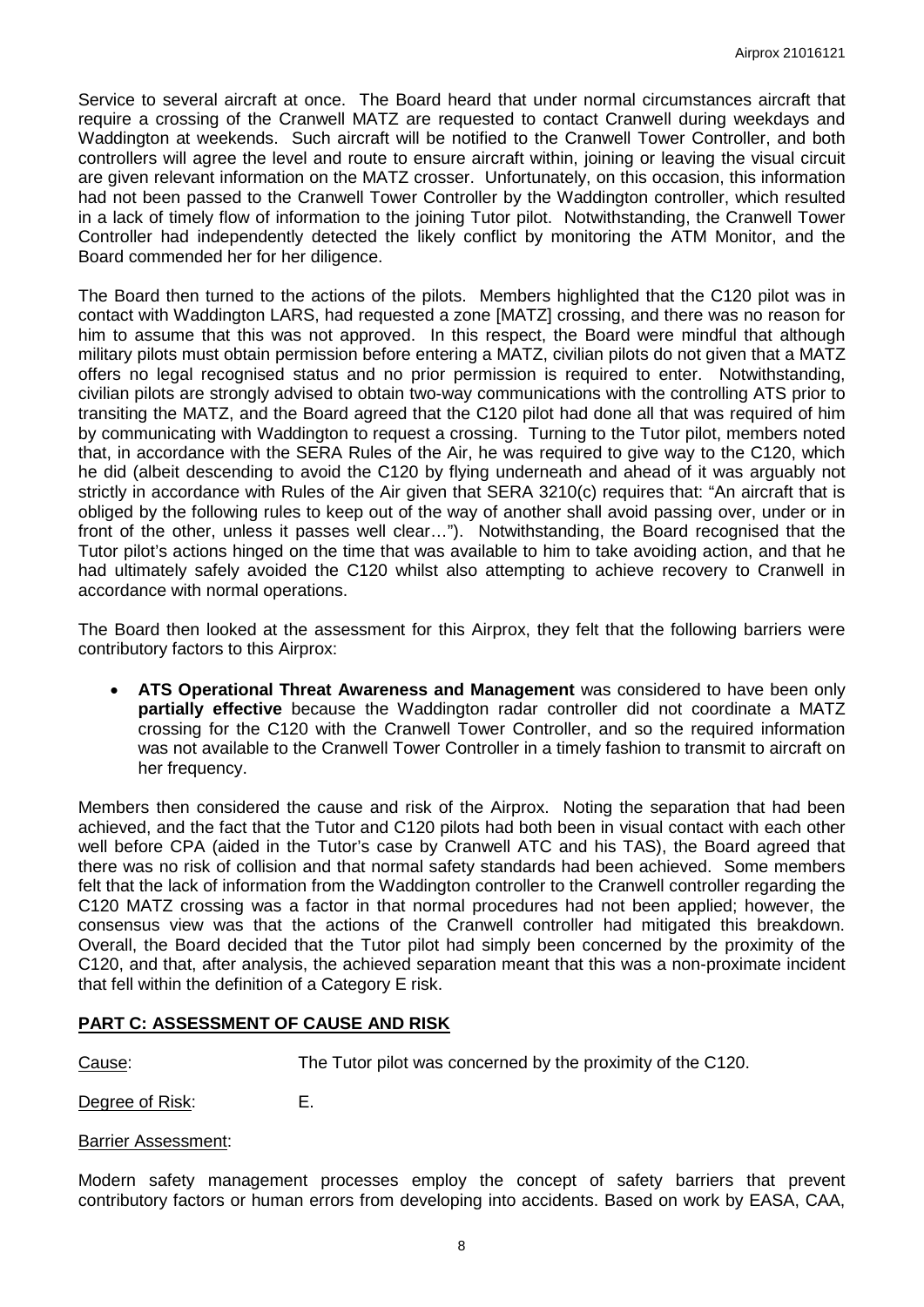Service to several aircraft at once. The Board heard that under normal circumstances aircraft that require a crossing of the Cranwell MATZ are requested to contact Cranwell during weekdays and Waddington at weekends. Such aircraft will be notified to the Cranwell Tower Controller, and both controllers will agree the level and route to ensure aircraft within, joining or leaving the visual circuit are given relevant information on the MATZ crosser. Unfortunately, on this occasion, this information had not been passed to the Cranwell Tower Controller by the Waddington controller, which resulted in a lack of timely flow of information to the joining Tutor pilot. Notwithstanding, the Cranwell Tower Controller had independently detected the likely conflict by monitoring the ATM Monitor, and the Board commended her for her diligence.

The Board then turned to the actions of the pilots. Members highlighted that the C120 pilot was in contact with Waddington LARS, had requested a zone [MATZ] crossing, and there was no reason for him to assume that this was not approved. In this respect, the Board were mindful that although military pilots must obtain permission before entering a MATZ, civilian pilots do not given that a MATZ offers no legal recognised status and no prior permission is required to enter. Notwithstanding, civilian pilots are strongly advised to obtain two-way communications with the controlling ATS prior to transiting the MATZ, and the Board agreed that the C120 pilot had done all that was required of him by communicating with Waddington to request a crossing. Turning to the Tutor pilot, members noted that, in accordance with the SERA Rules of the Air, he was required to give way to the C120, which he did (albeit descending to avoid the C120 by flying underneath and ahead of it was arguably not strictly in accordance with Rules of the Air given that SERA 3210(c) requires that: "An aircraft that is obliged by the following rules to keep out of the way of another shall avoid passing over, under or in front of the other, unless it passes well clear…"). Notwithstanding, the Board recognised that the Tutor pilot's actions hinged on the time that was available to him to take avoiding action, and that he had ultimately safely avoided the C120 whilst also attempting to achieve recovery to Cranwell in accordance with normal operations.

The Board then looked at the assessment for this Airprox, they felt that the following barriers were contributory factors to this Airprox:

- **ATS Operational Threat Awareness and Management** was considered to have been only **partially effective** because the Waddington radar controller did not coordinate a MATZ crossing for the C120 with the Cranwell Tower Controller, and so the required information was not available to the Cranwell Tower Controller in a timely fashion to transmit to aircraft on her frequency.

Members then considered the cause and risk of the Airprox. Noting the separation that had been achieved, and the fact that the Tutor and C120 pilots had both been in visual contact with each other well before CPA (aided in the Tutor's case by Cranwell ATC and his TAS), the Board agreed that there was no risk of collision and that normal safety standards had been achieved. Some members felt that the lack of information from the Waddington controller to the Cranwell controller regarding the C120 MATZ crossing was a factor in that normal procedures had not been applied; however, the consensus view was that the actions of the Cranwell controller had mitigated this breakdown. Overall, the Board decided that the Tutor pilot had simply been concerned by the proximity of the C120, and that, after analysis, the achieved separation meant that this was a non-proximate incident that fell within the definition of a Category E risk.

## PART C: ASSESSMENT OF CAUSE AND RISK

Cause: The Tutor pilot was concerned by the proximity of the C120.

Degree of Risk: E.

Barrier Assessment:

Modern safety management processes employ the concept of safety barriers that prevent contributory factors or human errors from developing into accidents. Based on work by EASA, CAA,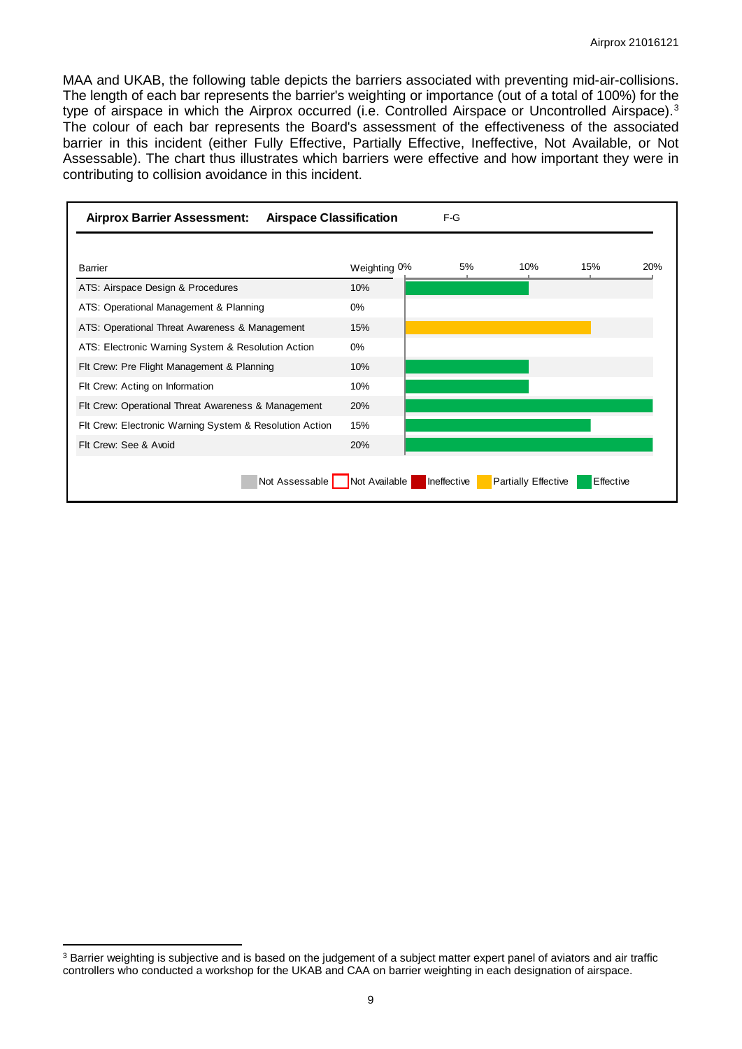MAA and UKAB, the following table depicts the barriers associated with preventing mid-air-collisions. The length of each bar represents the barrier's weighting or importance (out of a total of 100%) for the type of airspace in which the Airprox occurred (i.e. Controlled Airspace or Uncontrolled Airspace).[3] The colour of each bar represents the Board's assessment of the effectiveness of the associated barrier in this incident (either Fully Effective, Partially Effective, Ineffective, Not Available, or Not Assessable). The chart thus illustrates which barriers were effective and how important they were in contributing to collision avoidance in this incident.

**Airprox Barrier Assessment:** **Airspace Classification** F-G

Barrier

Weighting

0% 5% 10% 15% 20%

ATS: Airspace Design & Procedures 10%

ATS: Operational Management & Planning 0%

ATS: Operational Threat Awareness & Management 15%

ATS: Electronic Warning System & Resolution Action 0%

Flt Crew: Pre Flight Management & Planning 10%

Flt Crew: Acting on Information 10%

Flt Crew: Operational Threat Awareness & Management 20%

Flt Crew: Electronic Warning System & Resolution Action 15%

Flt Crew: See & Avoid 20%

Not Assessable Not Available Ineffective Partially Effective Effective

[3] Barrier weighting is subjective and is based on the judgement of a subject matter expert panel of aviators and air traffic controllers who conducted a workshop for the UKAB and CAA on barrier weighting in each designation of airspace.